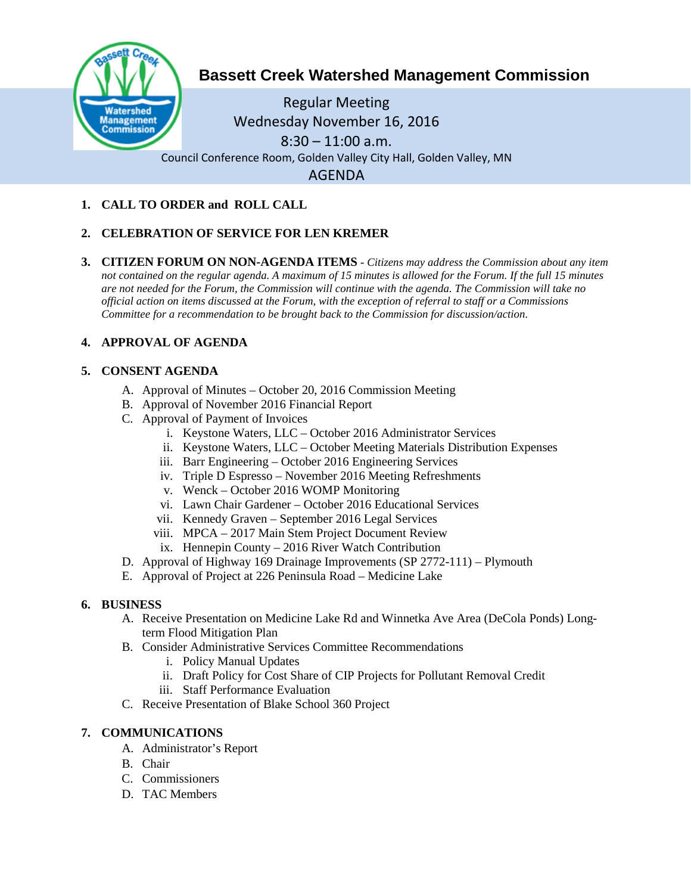# Bassett Creek Watershed Management Commission

Regular Meeting
Wednesday November 16, 2016
8:30 – 11:00 a.m.
Council Conference Room, Golden Valley City Hall, Golden Valley, MN

AGENDA

1. **CALL TO ORDER and ROLL CALL**

2. **CELEBRATION OF SERVICE FOR LEN KREMER**

3. **CITIZEN FORUM ON NON-AGENDA ITEMS** - *Citizens may address the Commission about any item not contained on the regular agenda. A maximum of 15 minutes is allowed for the Forum. If the full 15 minutes are not needed for the Forum, the Commission will continue with the agenda. The Commission will take no official action on items discussed at the Forum, with the exception of referral to staff or a Commissions Committee for a recommendation to be brought back to the Commission for discussion/action.*

4. **APPROVAL OF AGENDA**

5. **CONSENT AGENDA**
   - A. Approval of Minutes – October 20, 2016 Commission Meeting
   - B. Approval of November 2016 Financial Report
   - C. Approval of Payment of Invoices
     - i. Keystone Waters, LLC – October 2016 Administrator Services
     - ii. Keystone Waters, LLC – October Meeting Materials Distribution Expenses
     - iii. Barr Engineering – October 2016 Engineering Services
     - iv. Triple D Espresso – November 2016 Meeting Refreshments
     - v. Wenck – October 2016 WOMP Monitoring
     - vi. Lawn Chair Gardener – October 2016 Educational Services
     - vii. Kennedy Graven – September 2016 Legal Services
     - viii. MPCA – 2017 Main Stem Project Document Review
     - ix. Hennepin County – 2016 River Watch Contribution
   - D. Approval of Highway 169 Drainage Improvements (SP 2772-111) – Plymouth
   - E. Approval of Project at 226 Peninsula Road – Medicine Lake

6. **BUSINESS**
   - A. Receive Presentation on Medicine Lake Rd and Winnetka Ave Area (DeCola Ponds) Long-term Flood Mitigation Plan
   - B. Consider Administrative Services Committee Recommendations
     - i. Policy Manual Updates
     - ii. Draft Policy for Cost Share of CIP Projects for Pollutant Removal Credit
     - iii. Staff Performance Evaluation
   - C. Receive Presentation of Blake School 360 Project

7. **COMMUNICATIONS**
   - A. Administrator's Report
   - B. Chair
   - C. Commissioners
   - D. TAC Members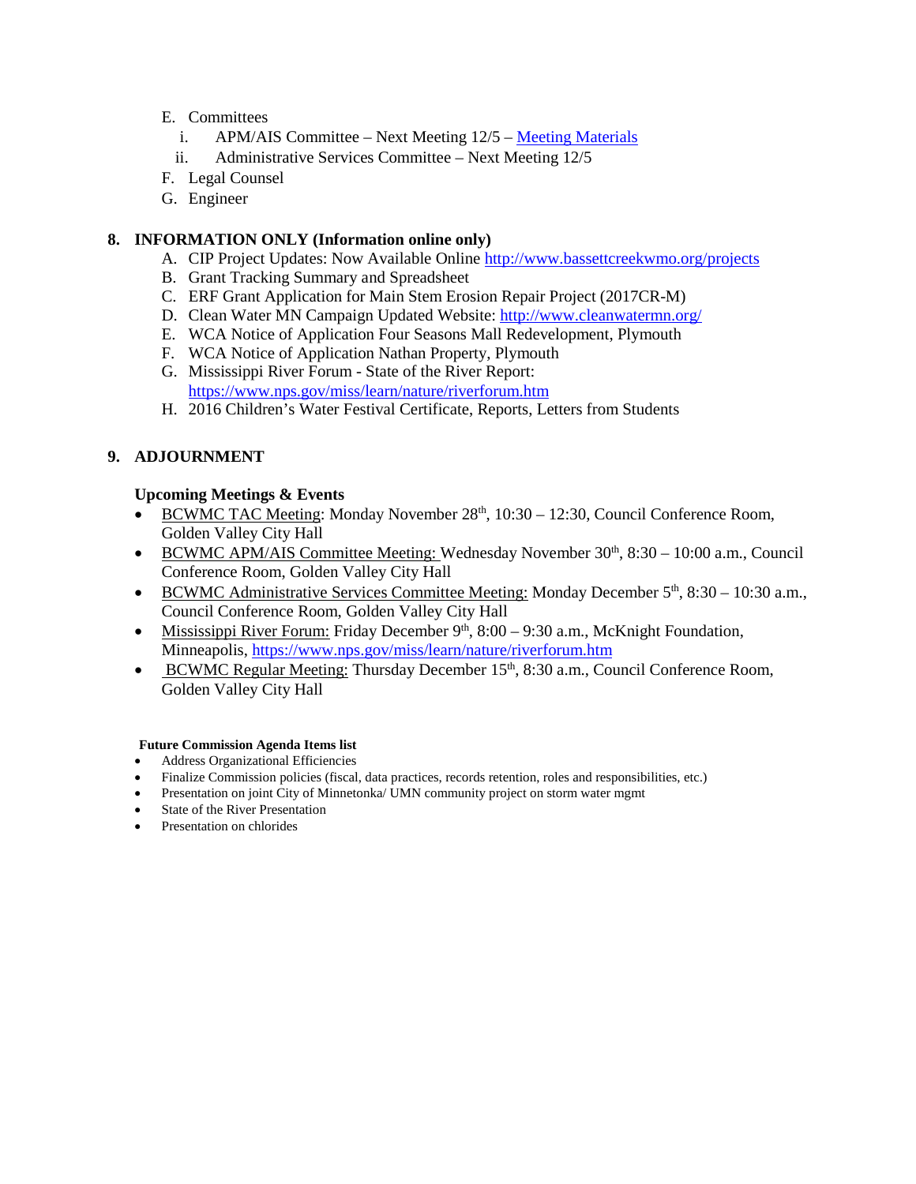E. Committees
   i. APM/AIS Committee – Next Meeting 12/5 – [Meeting Materials]
   ii. Administrative Services Committee – Next Meeting 12/5

F. Legal Counsel

G. Engineer

## 8. INFORMATION ONLY (Information online only)

A. CIP Project Updates: Now Available Online http://www.bassettcreekwmo.org/projects

B. Grant Tracking Summary and Spreadsheet

C. ERF Grant Application for Main Stem Erosion Repair Project (2017CR-M)

D. Clean Water MN Campaign Updated Website: http://www.cleanwatermn.org/

E. WCA Notice of Application Four Seasons Mall Redevelopment, Plymouth

F. WCA Notice of Application Nathan Property, Plymouth

G. Mississippi River Forum - State of the River Report: https://www.nps.gov/miss/learn/nature/riverforum.htm

H. 2016 Children's Water Festival Certificate, Reports, Letters from Students

## 9. ADJOURNMENT

**Upcoming Meetings & Events**

- BCWMC TAC Meeting: Monday November 28th, 10:30 – 12:30, Council Conference Room, Golden Valley City Hall
- BCWMC APM/AIS Committee Meeting: Wednesday November 30th, 8:30 – 10:00 a.m., Council Conference Room, Golden Valley City Hall
- BCWMC Administrative Services Committee Meeting: Monday December 5th, 8:30 – 10:30 a.m., Council Conference Room, Golden Valley City Hall
- Mississippi River Forum: Friday December 9th, 8:00 – 9:30 a.m., McKnight Foundation, Minneapolis, https://www.nps.gov/miss/learn/nature/riverforum.htm
- BCWMC Regular Meeting: Thursday December 15th, 8:30 a.m., Council Conference Room, Golden Valley City Hall

**Future Commission Agenda Items list**

- Address Organizational Efficiencies
- Finalize Commission policies (fiscal, data practices, records retention, roles and responsibilities, etc.)
- Presentation on joint City of Minnetonka/ UMN community project on storm water mgmt
- State of the River Presentation
- Presentation on chlorides